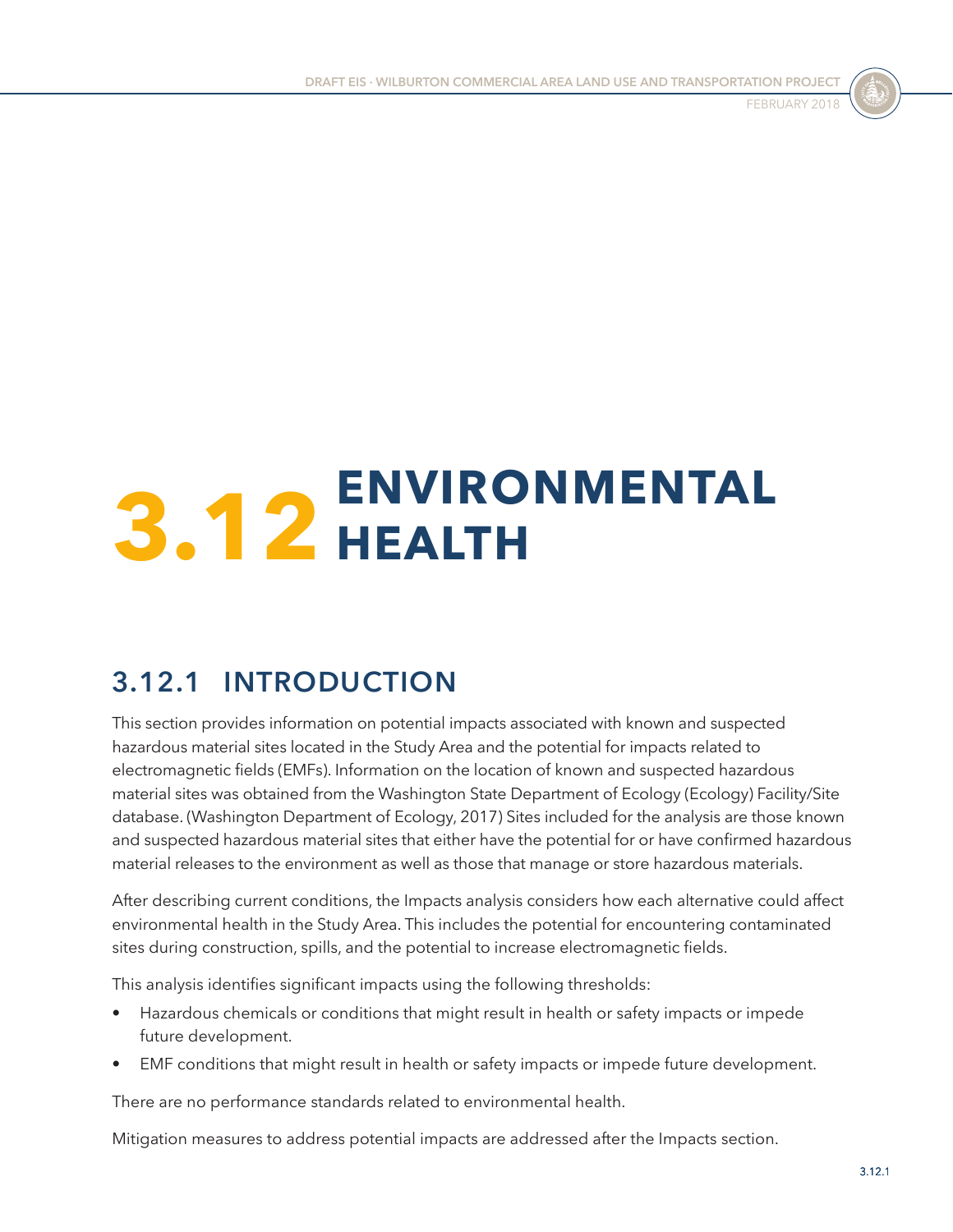# 3.12 ENVIRONMENTAL HEALTH

## 3.12.1 INTRODUCTION

This section provides information on potential impacts associated with known and suspected hazardous material sites located in the Study Area and the potential for impacts related to electromagnetic fields (EMFs). Information on the location of known and suspected hazardous material sites was obtained from the Washington State Department of Ecology (Ecology) Facility/Site database. (Washington Department of Ecology, 2017) Sites included for the analysis are those known and suspected hazardous material sites that either have the potential for or have confirmed hazardous material releases to the environment as well as those that manage or store hazardous materials.

After describing current conditions, the Impacts analysis considers how each alternative could affect environmental health in the Study Area. This includes the potential for encountering contaminated sites during construction, spills, and the potential to increase electromagnetic fields.

This analysis identifies significant impacts using the following thresholds:

- Hazardous chemicals or conditions that might result in health or safety impacts or impede future development.
- EMF conditions that might result in health or safety impacts or impede future development.

There are no performance standards related to environmental health.

Mitigation measures to address potential impacts are addressed after the Impacts section.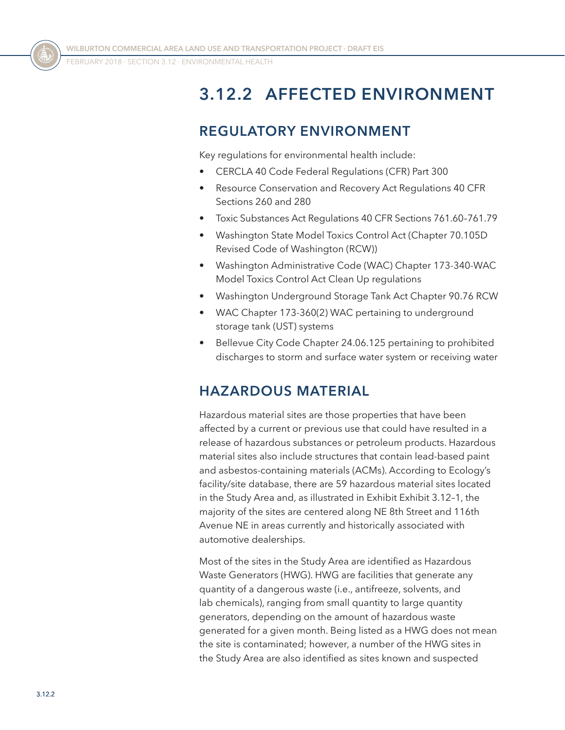# 3.12.2 AFFECTED ENVIRONMENT

## REGULATORY ENVIRONMENT

Key regulations for environmental health include:

- CERCLA 40 Code Federal Regulations (CFR) Part 300
- Resource Conservation and Recovery Act Regulations 40 CFR Sections 260 and 280
- Toxic Substances Act Regulations 40 CFR Sections 761.60–761.79
- Washington State Model Toxics Control Act (Chapter 70.105D Revised Code of Washington (RCW))
- Washington Administrative Code (WAC) Chapter 173-340-WAC Model Toxics Control Act Clean Up regulations
- Washington Underground Storage Tank Act Chapter 90.76 RCW
- WAC Chapter 173-360(2) WAC pertaining to underground storage tank (UST) systems
- Bellevue City Code Chapter 24.06.125 pertaining to prohibited discharges to storm and surface water system or receiving water

## HAZARDOUS MATERIAL

Hazardous material sites are those properties that have been affected by a current or previous use that could have resulted in a release of hazardous substances or petroleum products. Hazardous material sites also include structures that contain lead-based paint and asbestos-containing materials (ACMs). According to Ecology's facility/site database, there are 59 hazardous material sites located in the Study Area and, as illustrated in Exhibit Exhibit 3.12–1, the majority of the sites are centered along NE 8th Street and 116th Avenue NE in areas currently and historically associated with automotive dealerships.

Most of the sites in the Study Area are identified as Hazardous Waste Generators (HWG). HWG are facilities that generate any quantity of a dangerous waste (i.e., antifreeze, solvents, and lab chemicals), ranging from small quantity to large quantity generators, depending on the amount of hazardous waste generated for a given month. Being listed as a HWG does not mean the site is contaminated; however, a number of the HWG sites in the Study Area are also identified as sites known and suspected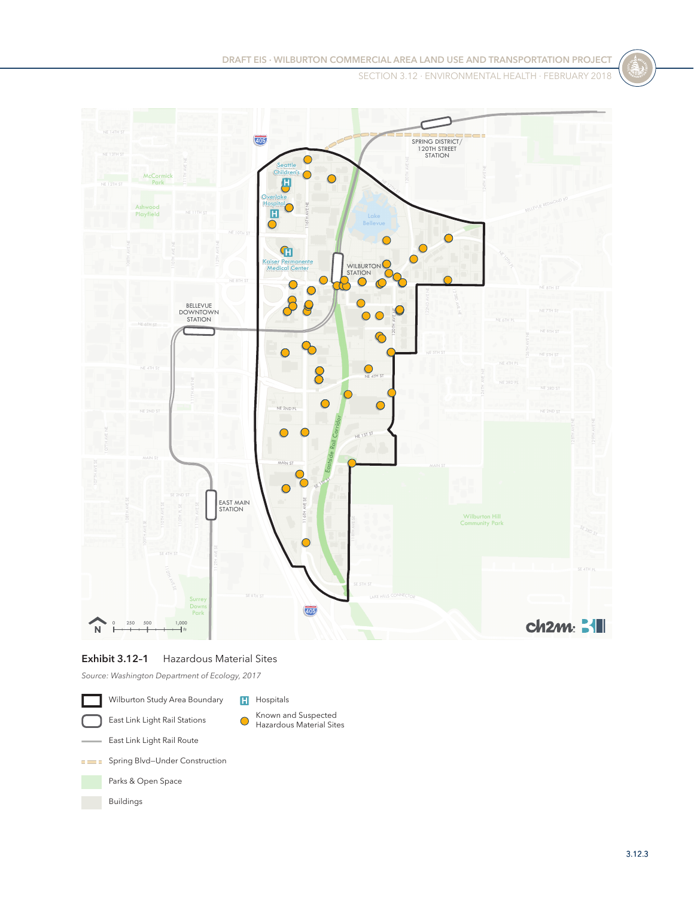**Exhibit 3.12–1** Hazardous Material Sites

*Source: Washington Department of Ecology, 2017*

- Wilburton Study Area Boundary
- East Link Light Rail Stations
- East Link Light Rail Route
- Spring Blvd–Under Construction
- Parks & Open Space
- Buildings
- Hospitals
- Known and Suspected Hazardous Material Sites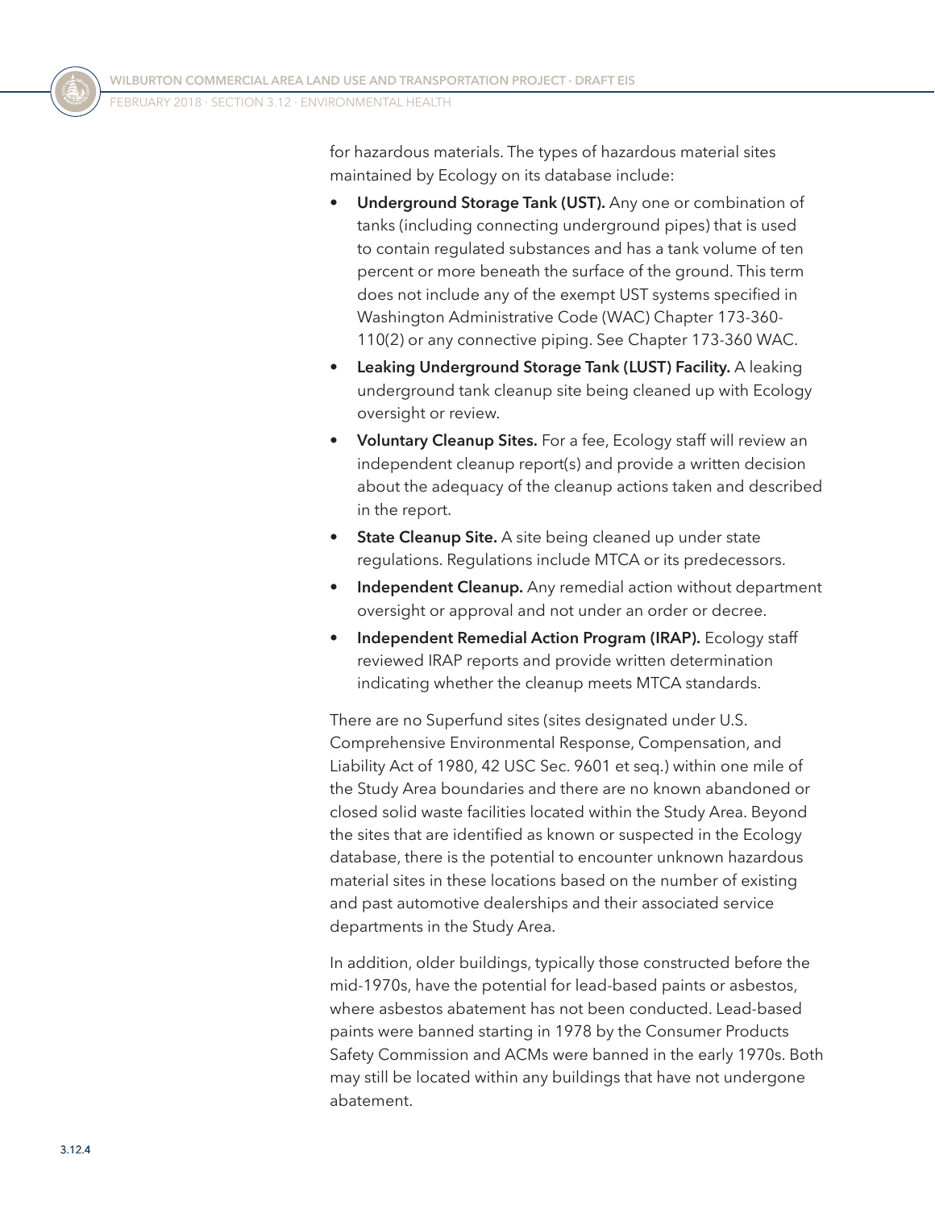for hazardous materials. The types of hazardous material sites maintained by Ecology on its database include:

- **Underground Storage Tank (UST).** Any one or combination of tanks (including connecting underground pipes) that is used to contain regulated substances and has a tank volume of ten percent or more beneath the surface of the ground. This term does not include any of the exempt UST systems specified in Washington Administrative Code (WAC) Chapter 173-360-110(2) or any connective piping. See Chapter 173-360 WAC.
- **Leaking Underground Storage Tank (LUST) Facility.** A leaking underground tank cleanup site being cleaned up with Ecology oversight or review.
- **Voluntary Cleanup Sites.** For a fee, Ecology staff will review an independent cleanup report(s) and provide a written decision about the adequacy of the cleanup actions taken and described in the report.
- **State Cleanup Site.** A site being cleaned up under state regulations. Regulations include MTCA or its predecessors.
- **Independent Cleanup.** Any remedial action without department oversight or approval and not under an order or decree.
- **Independent Remedial Action Program (IRAP).** Ecology staff reviewed IRAP reports and provide written determination indicating whether the cleanup meets MTCA standards.

There are no Superfund sites (sites designated under U.S. Comprehensive Environmental Response, Compensation, and Liability Act of 1980, 42 USC Sec. 9601 et seq.) within one mile of the Study Area boundaries and there are no known abandoned or closed solid waste facilities located within the Study Area. Beyond the sites that are identified as known or suspected in the Ecology database, there is the potential to encounter unknown hazardous material sites in these locations based on the number of existing and past automotive dealerships and their associated service departments in the Study Area.

In addition, older buildings, typically those constructed before the mid-1970s, have the potential for lead-based paints or asbestos, where asbestos abatement has not been conducted. Lead-based paints were banned starting in 1978 by the Consumer Products Safety Commission and ACMs were banned in the early 1970s. Both may still be located within any buildings that have not undergone abatement.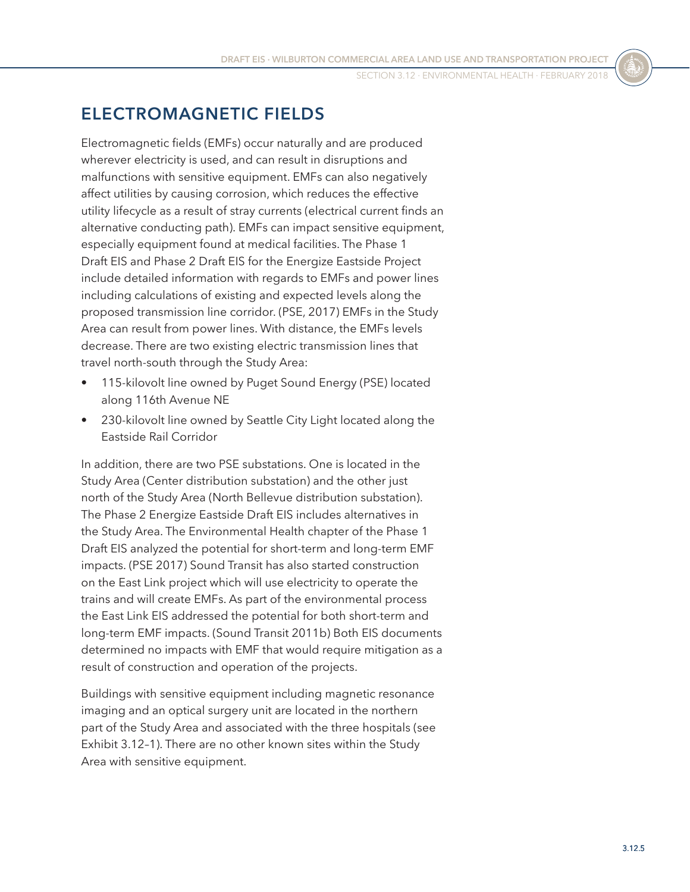## ELECTROMAGNETIC FIELDS

Electromagnetic fields (EMFs) occur naturally and are produced wherever electricity is used, and can result in disruptions and malfunctions with sensitive equipment. EMFs can also negatively affect utilities by causing corrosion, which reduces the effective utility lifecycle as a result of stray currents (electrical current finds an alternative conducting path). EMFs can impact sensitive equipment, especially equipment found at medical facilities. The Phase 1 Draft EIS and Phase 2 Draft EIS for the Energize Eastside Project include detailed information with regards to EMFs and power lines including calculations of existing and expected levels along the proposed transmission line corridor. (PSE, 2017) EMFs in the Study Area can result from power lines. With distance, the EMFs levels decrease. There are two existing electric transmission lines that travel north-south through the Study Area:

- 115-kilovolt line owned by Puget Sound Energy (PSE) located along 116th Avenue NE
- 230-kilovolt line owned by Seattle City Light located along the Eastside Rail Corridor

In addition, there are two PSE substations. One is located in the Study Area (Center distribution substation) and the other just north of the Study Area (North Bellevue distribution substation). The Phase 2 Energize Eastside Draft EIS includes alternatives in the Study Area. The Environmental Health chapter of the Phase 1 Draft EIS analyzed the potential for short-term and long-term EMF impacts. (PSE 2017) Sound Transit has also started construction on the East Link project which will use electricity to operate the trains and will create EMFs. As part of the environmental process the East Link EIS addressed the potential for both short-term and long-term EMF impacts. (Sound Transit 2011b) Both EIS documents determined no impacts with EMF that would require mitigation as a result of construction and operation of the projects.

Buildings with sensitive equipment including magnetic resonance imaging and an optical surgery unit are located in the northern part of the Study Area and associated with the three hospitals (see Exhibit 3.12–1). There are no other known sites within the Study Area with sensitive equipment.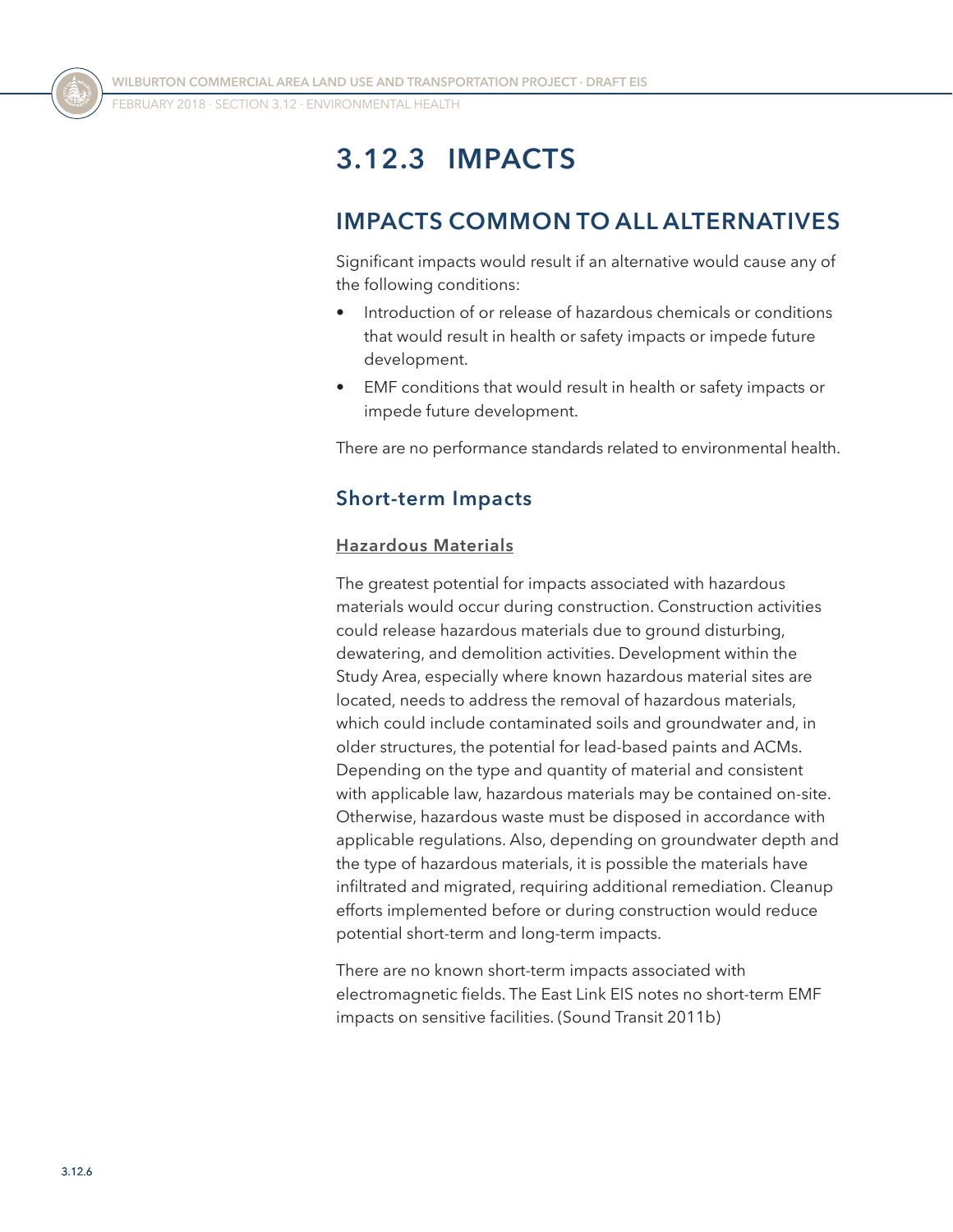## 3.12.3 IMPACTS

### IMPACTS COMMON TO ALL ALTERNATIVES

Significant impacts would result if an alternative would cause any of the following conditions:

- Introduction of or release of hazardous chemicals or conditions that would result in health or safety impacts or impede future development.
- EMF conditions that would result in health or safety impacts or impede future development.

There are no performance standards related to environmental health.

#### Short-term Impacts

##### Hazardous Materials

The greatest potential for impacts associated with hazardous materials would occur during construction. Construction activities could release hazardous materials due to ground disturbing, dewatering, and demolition activities. Development within the Study Area, especially where known hazardous material sites are located, needs to address the removal of hazardous materials, which could include contaminated soils and groundwater and, in older structures, the potential for lead-based paints and ACMs. Depending on the type and quantity of material and consistent with applicable law, hazardous materials may be contained on-site. Otherwise, hazardous waste must be disposed in accordance with applicable regulations. Also, depending on groundwater depth and the type of hazardous materials, it is possible the materials have infiltrated and migrated, requiring additional remediation. Cleanup efforts implemented before or during construction would reduce potential short-term and long-term impacts.

There are no known short-term impacts associated with electromagnetic fields. The East Link EIS notes no short-term EMF impacts on sensitive facilities. (Sound Transit 2011b)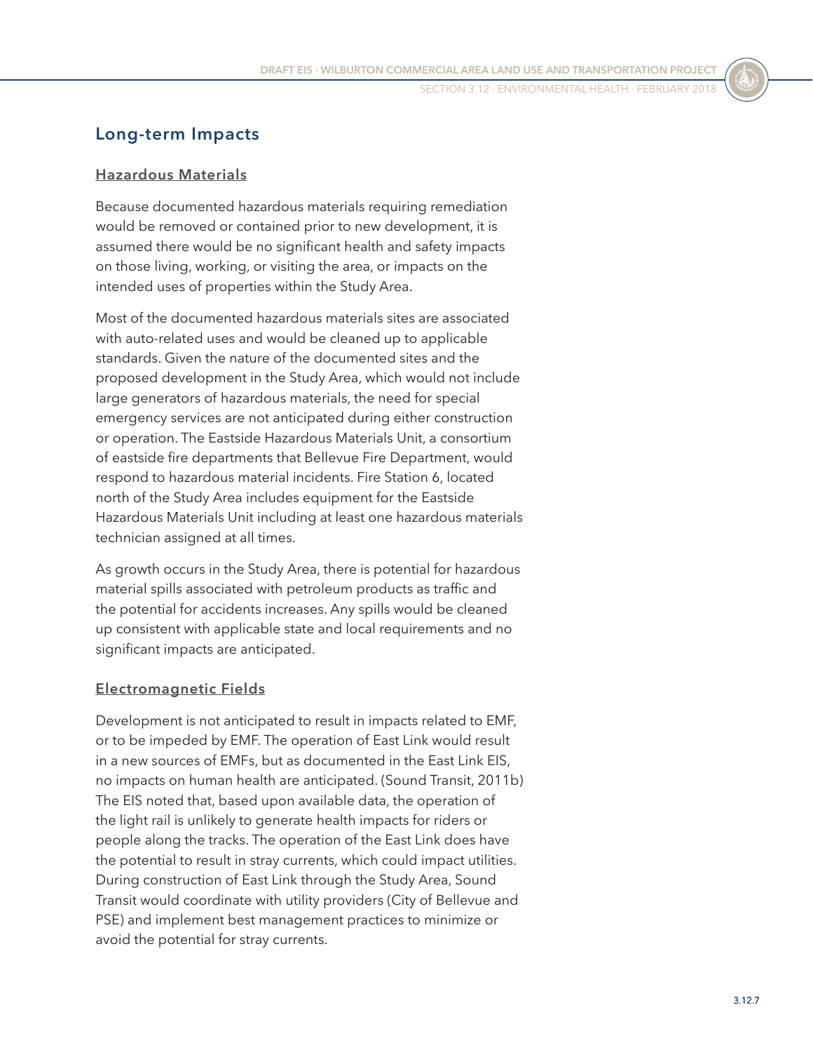## Long-term Impacts

### Hazardous Materials

Because documented hazardous materials requiring remediation would be removed or contained prior to new development, it is assumed there would be no significant health and safety impacts on those living, working, or visiting the area, or impacts on the intended uses of properties within the Study Area.

Most of the documented hazardous materials sites are associated with auto-related uses and would be cleaned up to applicable standards. Given the nature of the documented sites and the proposed development in the Study Area, which would not include large generators of hazardous materials, the need for special emergency services are not anticipated during either construction or operation. The Eastside Hazardous Materials Unit, a consortium of eastside fire departments that Bellevue Fire Department, would respond to hazardous material incidents. Fire Station 6, located north of the Study Area includes equipment for the Eastside Hazardous Materials Unit including at least one hazardous materials technician assigned at all times.

As growth occurs in the Study Area, there is potential for hazardous material spills associated with petroleum products as traffic and the potential for accidents increases. Any spills would be cleaned up consistent with applicable state and local requirements and no significant impacts are anticipated.

### Electromagnetic Fields

Development is not anticipated to result in impacts related to EMF, or to be impeded by EMF. The operation of East Link would result in a new sources of EMFs, but as documented in the East Link EIS, no impacts on human health are anticipated. (Sound Transit, 2011b) The EIS noted that, based upon available data, the operation of the light rail is unlikely to generate health impacts for riders or people along the tracks. The operation of the East Link does have the potential to result in stray currents, which could impact utilities. During construction of East Link through the Study Area, Sound Transit would coordinate with utility providers (City of Bellevue and PSE) and implement best management practices to minimize or avoid the potential for stray currents.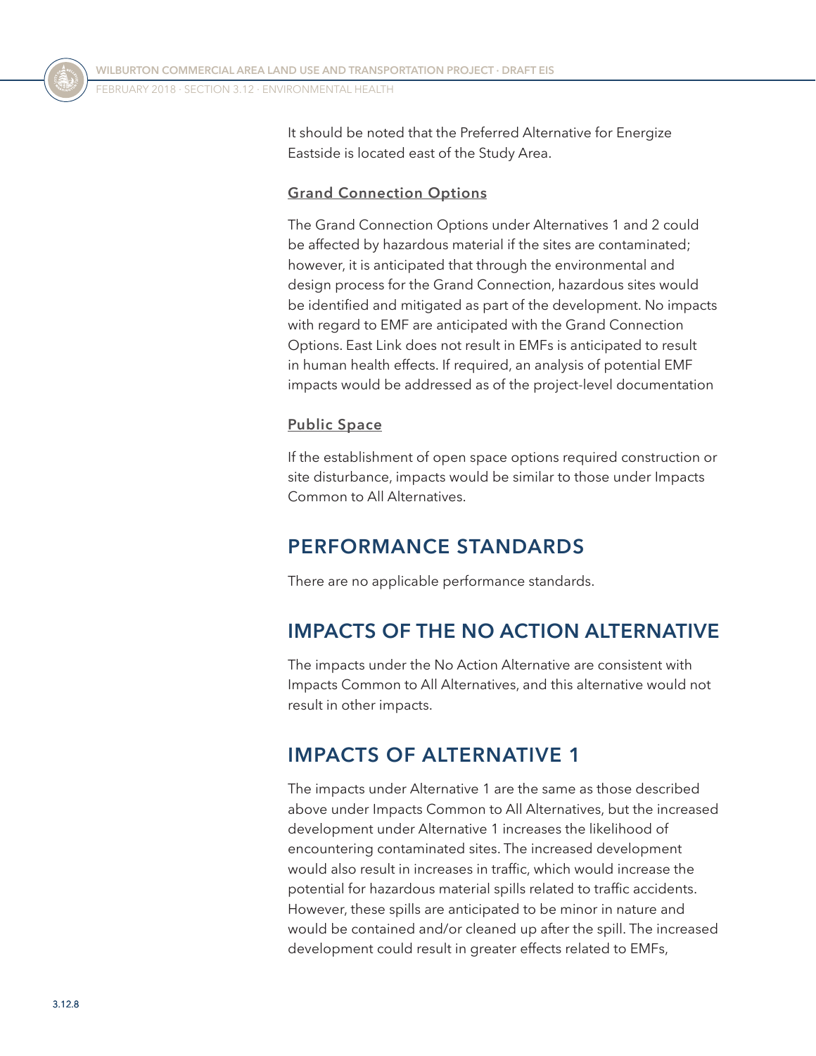It should be noted that the Preferred Alternative for Energize Eastside is located east of the Study Area.

### Grand Connection Options

The Grand Connection Options under Alternatives 1 and 2 could be affected by hazardous material if the sites are contaminated; however, it is anticipated that through the environmental and design process for the Grand Connection, hazardous sites would be identified and mitigated as part of the development. No impacts with regard to EMF are anticipated with the Grand Connection Options. East Link does not result in EMFs is anticipated to result in human health effects. If required, an analysis of potential EMF impacts would be addressed as of the project-level documentation

### Public Space

If the establishment of open space options required construction or site disturbance, impacts would be similar to those under Impacts Common to All Alternatives.

## PERFORMANCE STANDARDS

There are no applicable performance standards.

## IMPACTS OF THE NO ACTION ALTERNATIVE

The impacts under the No Action Alternative are consistent with Impacts Common to All Alternatives, and this alternative would not result in other impacts.

## IMPACTS OF ALTERNATIVE 1

The impacts under Alternative 1 are the same as those described above under Impacts Common to All Alternatives, but the increased development under Alternative 1 increases the likelihood of encountering contaminated sites. The increased development would also result in increases in traffic, which would increase the potential for hazardous material spills related to traffic accidents. However, these spills are anticipated to be minor in nature and would be contained and/or cleaned up after the spill. The increased development could result in greater effects related to EMFs,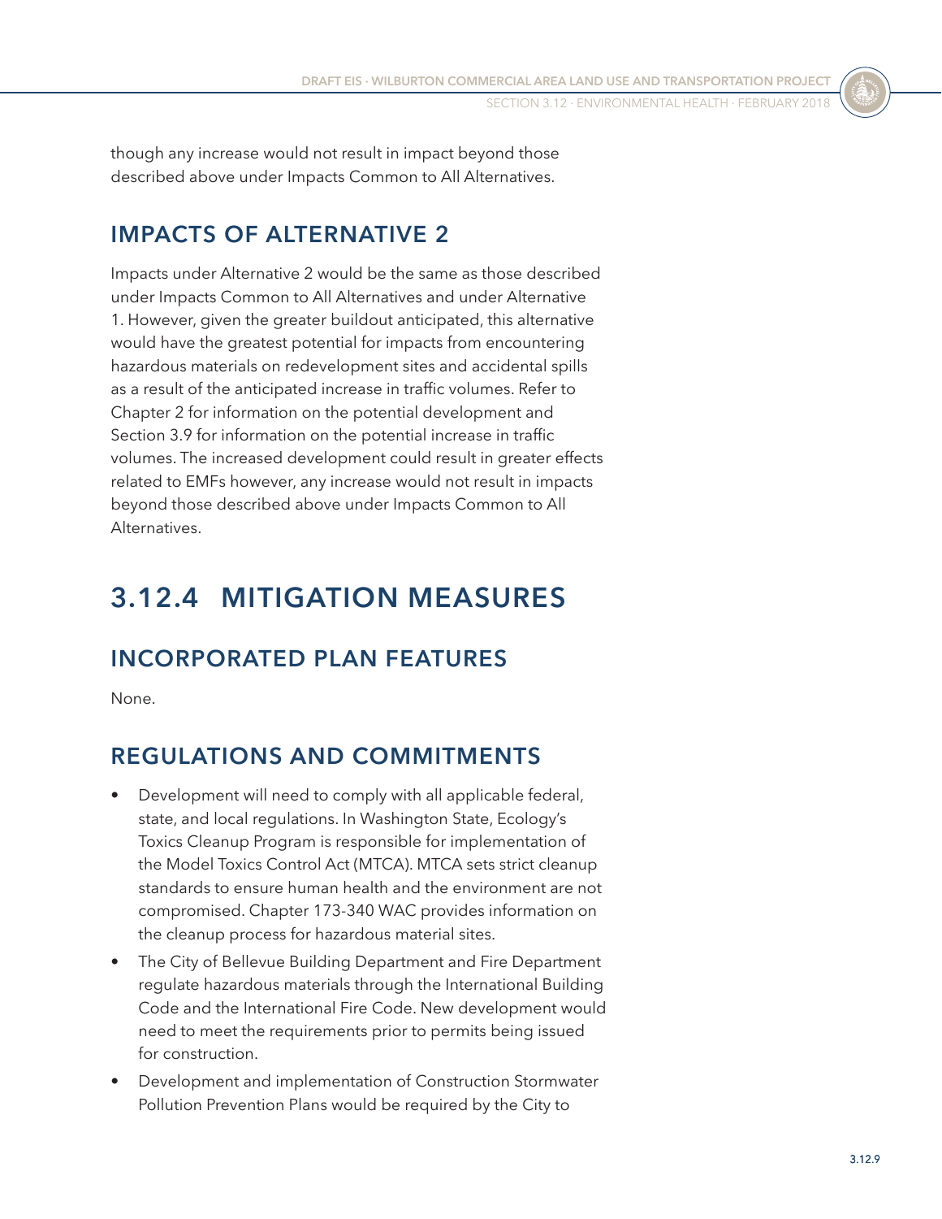though any increase would not result in impact beyond those described above under Impacts Common to All Alternatives.

## IMPACTS OF ALTERNATIVE 2

Impacts under Alternative 2 would be the same as those described under Impacts Common to All Alternatives and under Alternative 1. However, given the greater buildout anticipated, this alternative would have the greatest potential for impacts from encountering hazardous materials on redevelopment sites and accidental spills as a result of the anticipated increase in traffic volumes. Refer to Chapter 2 for information on the potential development and Section 3.9 for information on the potential increase in traffic volumes. The increased development could result in greater effects related to EMFs however, any increase would not result in impacts beyond those described above under Impacts Common to All Alternatives.

# 3.12.4 MITIGATION MEASURES

## INCORPORATED PLAN FEATURES

None.

## REGULATIONS AND COMMITMENTS

- Development will need to comply with all applicable federal, state, and local regulations. In Washington State, Ecology's Toxics Cleanup Program is responsible for implementation of the Model Toxics Control Act (MTCA). MTCA sets strict cleanup standards to ensure human health and the environment are not compromised. Chapter 173-340 WAC provides information on the cleanup process for hazardous material sites.
- The City of Bellevue Building Department and Fire Department regulate hazardous materials through the International Building Code and the International Fire Code. New development would need to meet the requirements prior to permits being issued for construction.
- Development and implementation of Construction Stormwater Pollution Prevention Plans would be required by the City to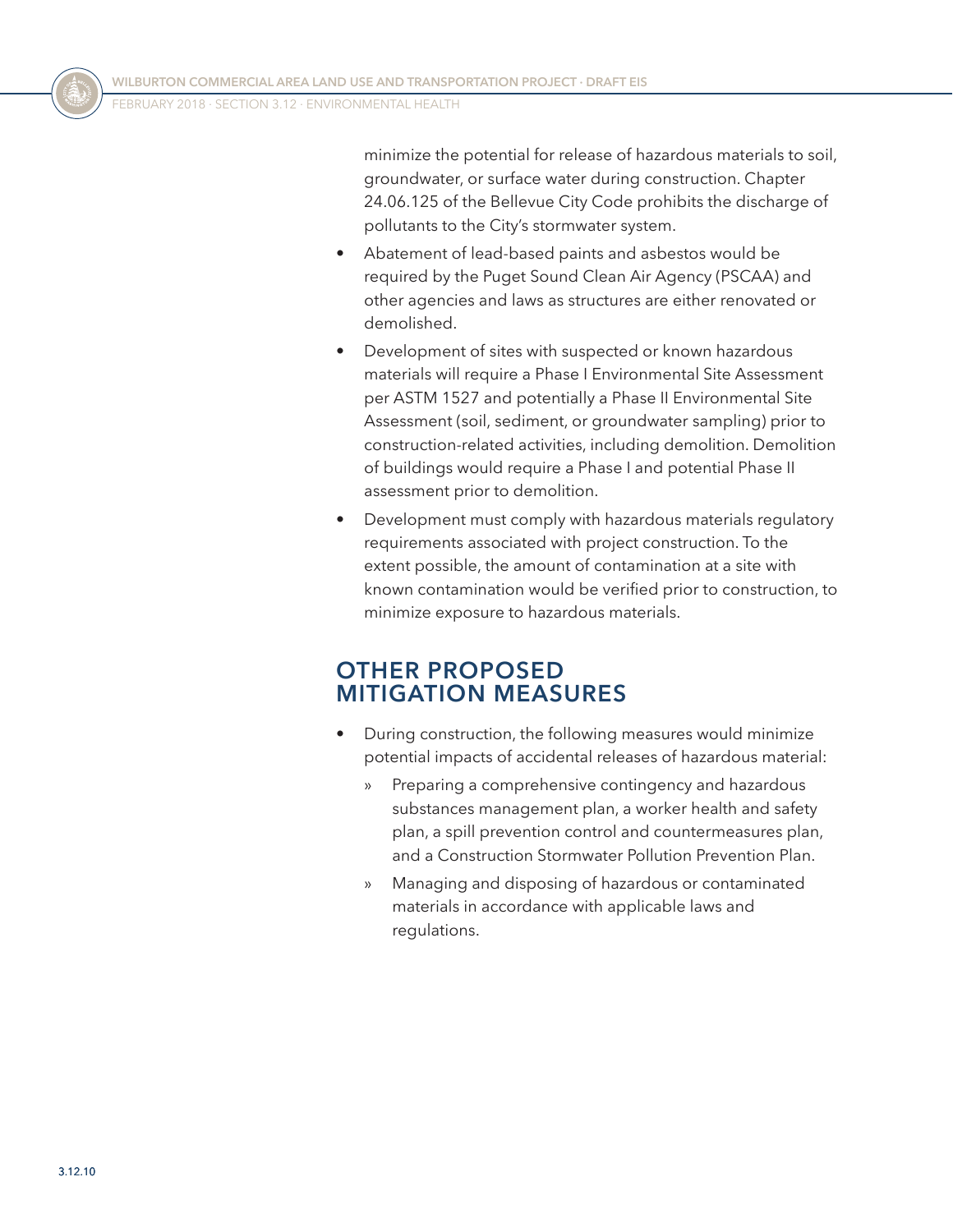minimize the potential for release of hazardous materials to soil, groundwater, or surface water during construction. Chapter 24.06.125 of the Bellevue City Code prohibits the discharge of pollutants to the City's stormwater system.

- Abatement of lead-based paints and asbestos would be required by the Puget Sound Clean Air Agency (PSCAA) and other agencies and laws as structures are either renovated or demolished.
- Development of sites with suspected or known hazardous materials will require a Phase I Environmental Site Assessment per ASTM 1527 and potentially a Phase II Environmental Site Assessment (soil, sediment, or groundwater sampling) prior to construction-related activities, including demolition. Demolition of buildings would require a Phase I and potential Phase II assessment prior to demolition.
- Development must comply with hazardous materials regulatory requirements associated with project construction. To the extent possible, the amount of contamination at a site with known contamination would be verified prior to construction, to minimize exposure to hazardous materials.

## OTHER PROPOSED MITIGATION MEASURES

- During construction, the following measures would minimize potential impacts of accidental releases of hazardous material:
  - Preparing a comprehensive contingency and hazardous substances management plan, a worker health and safety plan, a spill prevention control and countermeasures plan, and a Construction Stormwater Pollution Prevention Plan.
  - Managing and disposing of hazardous or contaminated materials in accordance with applicable laws and regulations.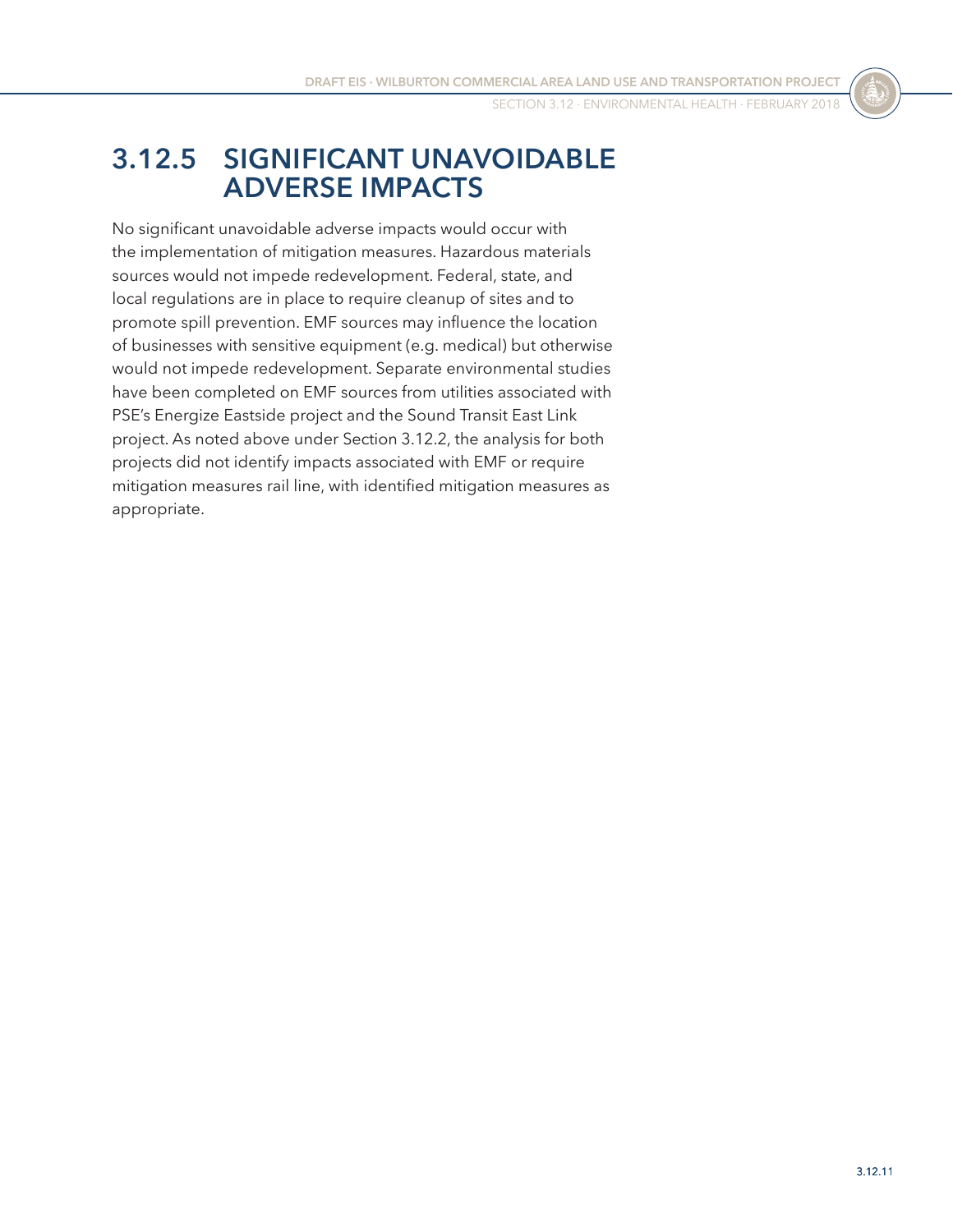## 3.12.5 SIGNIFICANT UNAVOIDABLE ADVERSE IMPACTS

No significant unavoidable adverse impacts would occur with the implementation of mitigation measures. Hazardous materials sources would not impede redevelopment. Federal, state, and local regulations are in place to require cleanup of sites and to promote spill prevention. EMF sources may influence the location of businesses with sensitive equipment (e.g. medical) but otherwise would not impede redevelopment. Separate environmental studies have been completed on EMF sources from utilities associated with PSE's Energize Eastside project and the Sound Transit East Link project. As noted above under Section 3.12.2, the analysis for both projects did not identify impacts associated with EMF or require mitigation measures rail line, with identified mitigation measures as appropriate.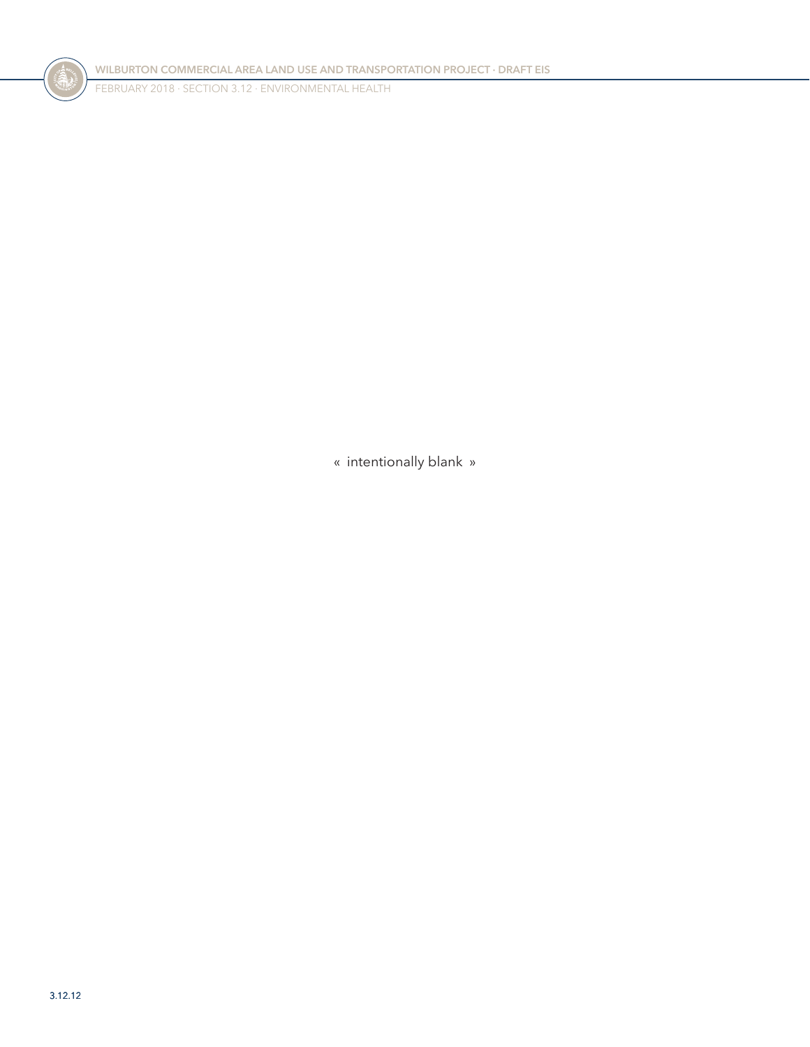« intentionally blank »